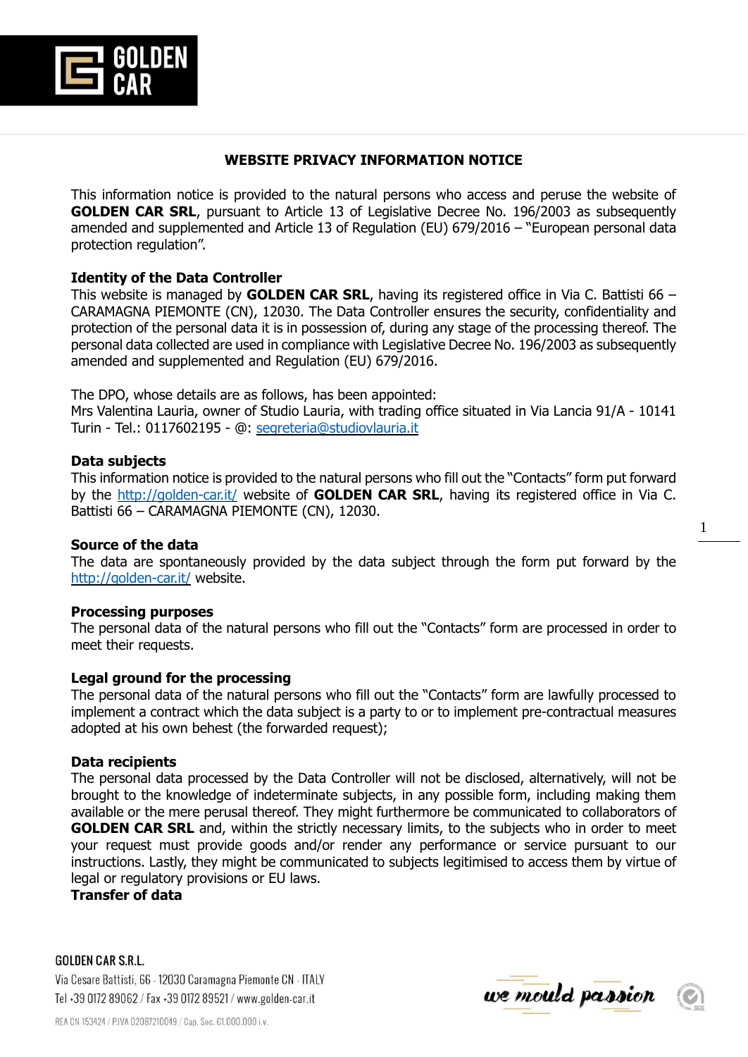# WEBSITE PRIVACY INFORMATION NOTICE

This information notice is provided to the natural persons who access and peruse the website of **GOLDEN CAR SRL**, pursuant to Article 13 of Legislative Decree No. 196/2003 as subsequently amended and supplemented and Article 13 of Regulation (EU) 679/2016 – "European personal data protection regulation".

## Identity of the Data Controller

This website is managed by **GOLDEN CAR SRL**, having its registered office in Via C. Battisti 66 – CARAMAGNA PIEMONTE (CN), 12030. The Data Controller ensures the security, confidentiality and protection of the personal data it is in possession of, during any stage of the processing thereof. The personal data collected are used in compliance with Legislative Decree No. 196/2003 as subsequently amended and supplemented and Regulation (EU) 679/2016.

The DPO, whose details are as follows, has been appointed:
Mrs Valentina Lauria, owner of Studio Lauria, with trading office situated in Via Lancia 91/A - 10141 Turin - Tel.: 0117602195 - @: segreteria@studiovlauria.it

## Data subjects

This information notice is provided to the natural persons who fill out the "Contacts" form put forward by the http://golden-car.it/ website of **GOLDEN CAR SRL**, having its registered office in Via C. Battisti 66 – CARAMAGNA PIEMONTE (CN), 12030.

## Source of the data

The data are spontaneously provided by the data subject through the form put forward by the http://golden-car.it/ website.

## Processing purposes

The personal data of the natural persons who fill out the "Contacts" form are processed in order to meet their requests.

## Legal ground for the processing

The personal data of the natural persons who fill out the "Contacts" form are lawfully processed to implement a contract which the data subject is a party to or to implement pre-contractual measures adopted at his own behest (the forwarded request);

## Data recipients

The personal data processed by the Data Controller will not be disclosed, alternatively, will not be brought to the knowledge of indeterminate subjects, in any possible form, including making them available or the mere perusal thereof. They might furthermore be communicated to collaborators of **GOLDEN CAR SRL** and, within the strictly necessary limits, to the subjects who in order to meet your request must provide goods and/or render any performance or service pursuant to our instructions. Lastly, they might be communicated to subjects legitimised to access them by virtue of legal or regulatory provisions or EU laws.

## Transfer of data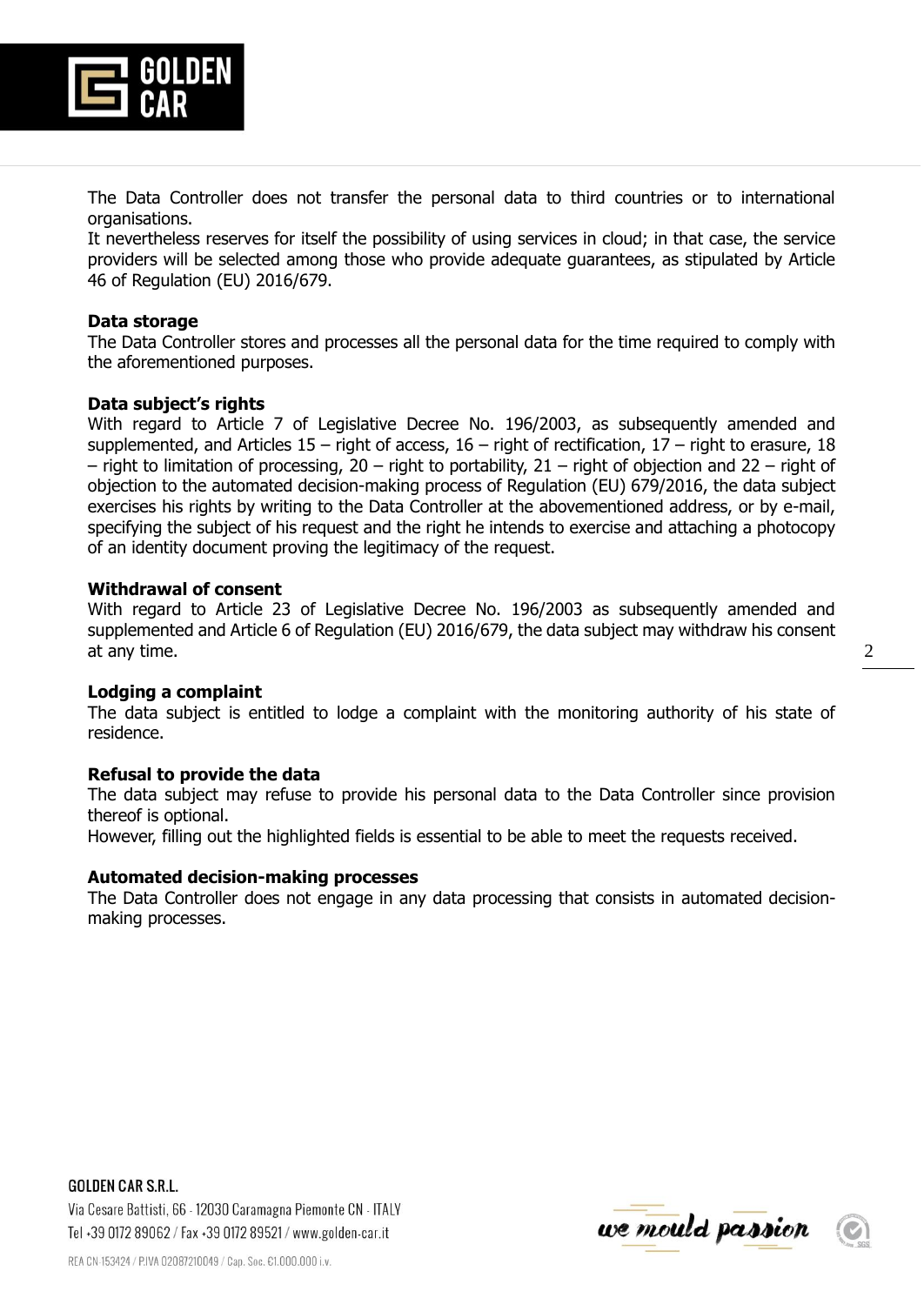The Data Controller does not transfer the personal data to third countries or to international organisations.
It nevertheless reserves for itself the possibility of using services in cloud; in that case, the service providers will be selected among those who provide adequate guarantees, as stipulated by Article 46 of Regulation (EU) 2016/679.

**Data storage**
The Data Controller stores and processes all the personal data for the time required to comply with the aforementioned purposes.

**Data subject's rights**
With regard to Article 7 of Legislative Decree No. 196/2003, as subsequently amended and supplemented, and Articles 15 – right of access, 16 – right of rectification, 17 – right to erasure, 18 – right to limitation of processing, 20 – right to portability, 21 – right of objection and 22 – right of objection to the automated decision-making process of Regulation (EU) 679/2016, the data subject exercises his rights by writing to the Data Controller at the abovementioned address, or by e-mail, specifying the subject of his request and the right he intends to exercise and attaching a photocopy of an identity document proving the legitimacy of the request.

**Withdrawal of consent**
With regard to Article 23 of Legislative Decree No. 196/2003 as subsequently amended and supplemented and Article 6 of Regulation (EU) 2016/679, the data subject may withdraw his consent at any time.

**Lodging a complaint**
The data subject is entitled to lodge a complaint with the monitoring authority of his state of residence.

**Refusal to provide the data**
The data subject may refuse to provide his personal data to the Data Controller since provision thereof is optional.
However, filling out the highlighted fields is essential to be able to meet the requests received.

**Automated decision-making processes**
The Data Controller does not engage in any data processing that consists in automated decision-making processes.